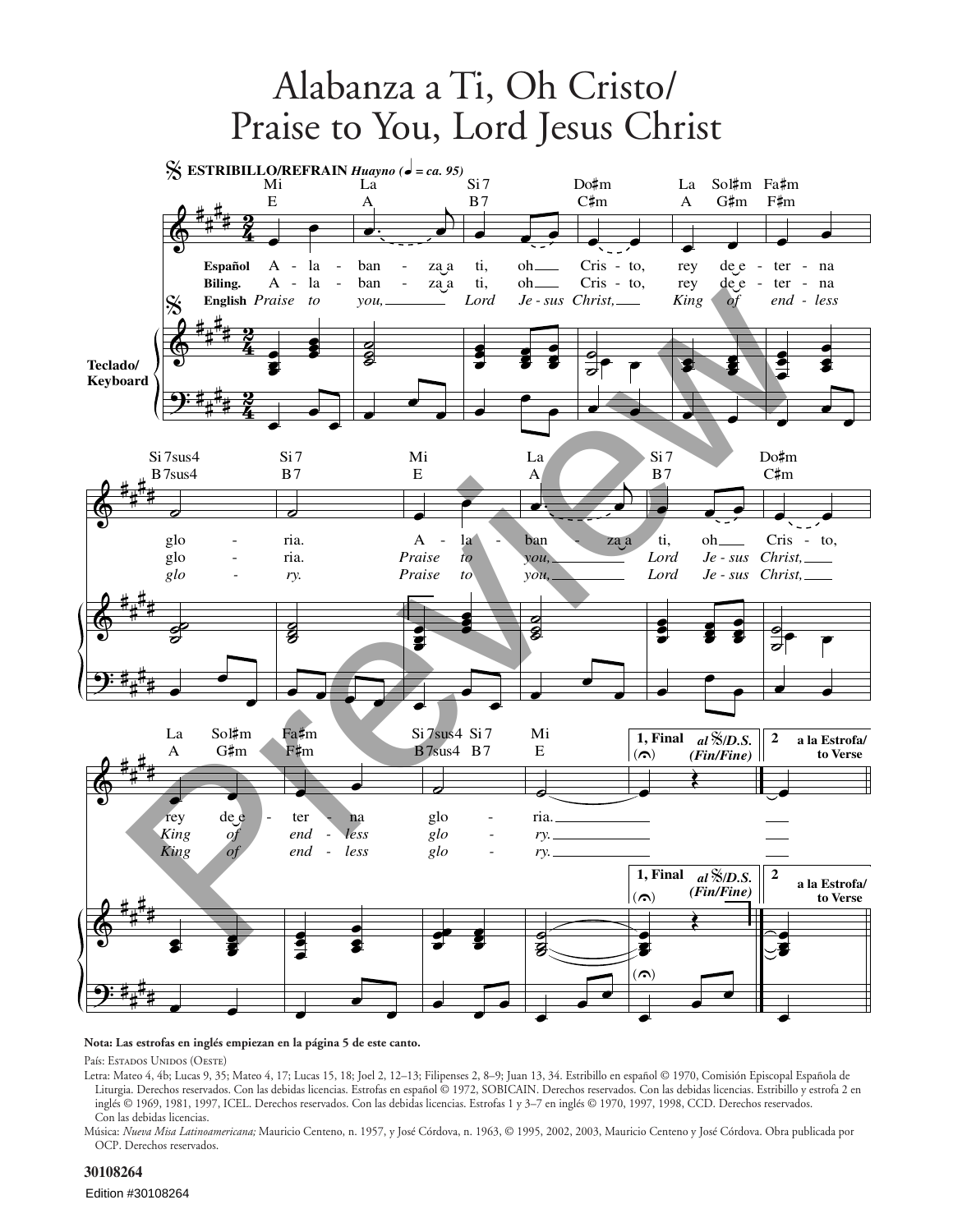# Alabanza a Ti, Oh Cristo/ Praise to You, Lord Jesus Christ

**Nota: Las estrofas en inglés empiezan en la página 5 de este canto.**

País: Estados Unidos (Oeste)

Letra: Mateo 4, 4b; Lucas 9, 35; Mateo 4, 17; Lucas 15, 18; Joel 2, 12–13; Filipenses 2, 8–9; Juan 13, 34. Estribillo en español © 1970, Comisión Episcopal Española de Liturgia. Derechos reservados. Con las debidas licencias. Estrofas en español © 1972, SOBICAIN. Derechos reservados. Con las debidas licencias. Estribillo y estrofa 2 en inglés © 1969, 1981, 1997, ICEL. Derechos reservados. Con las debidas licencias. Estrofas 1 y 3–7 en inglés © 1970, 1997, 1998, CCD. Derechos reservados. Con las debidas licencias.

Música: *Nueva Misa Latinoamericana;* Mauricio Centeno, n. 1957, y José Córdova, n. 1963, © 1995, 2002, 2003, Mauricio Centeno y José Córdova. Obra publicada por OCP. Derechos reservados.

**30108264**

Edition #30108264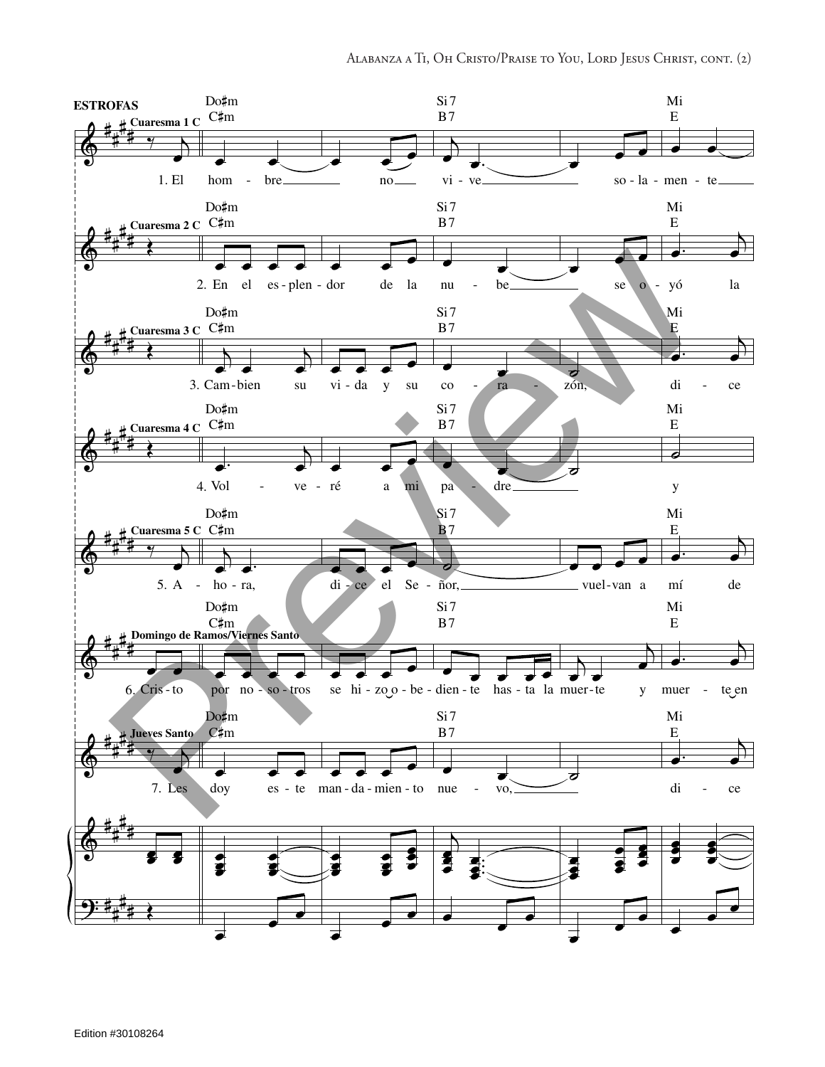**ESTROFAS**

**Cuaresma 1 C**

Do♯m / C♯m — Si7 / B7 — Mi / E

1. El hom - bre no vi - ve so - la - men - te

**Cuaresma 2 C**

Do♯m / C♯m — Si7 / B7 — Mi / E

2. En el es - plen - dor de la nu - be se o - yó la

**Cuaresma 3 C**

Do♯m / C♯m — Si7 / B7 — Mi / E

3. Cam - bien su vi - da y su co - ra - zón, di - ce

**Cuaresma 4 C**

Do♯m / C♯m — Si7 / B7 — Mi / E

4. Vol - ve - ré a mi pa - dre y

**Cuaresma 5 C**

Do♯m / C♯m — Si7 / B7 — Mi / E

5. A - ho - ra, di - ce el Se - ñor, vuel - van a mí de

**Domingo de Ramos/Viernes Santo**

Do♯m / C♯m — Si7 / B7 — Mi / E

6. Cris - to por no - so - tros se hi - zo o - be - dien - te has - ta la muer - te y muer - te en

**Jueves Santo**

Do♯m / C♯m — Si7 / B7 — Mi / E

7. Les doy es - te man - da - mien - to nue - vo, di - ce

Edition #30108264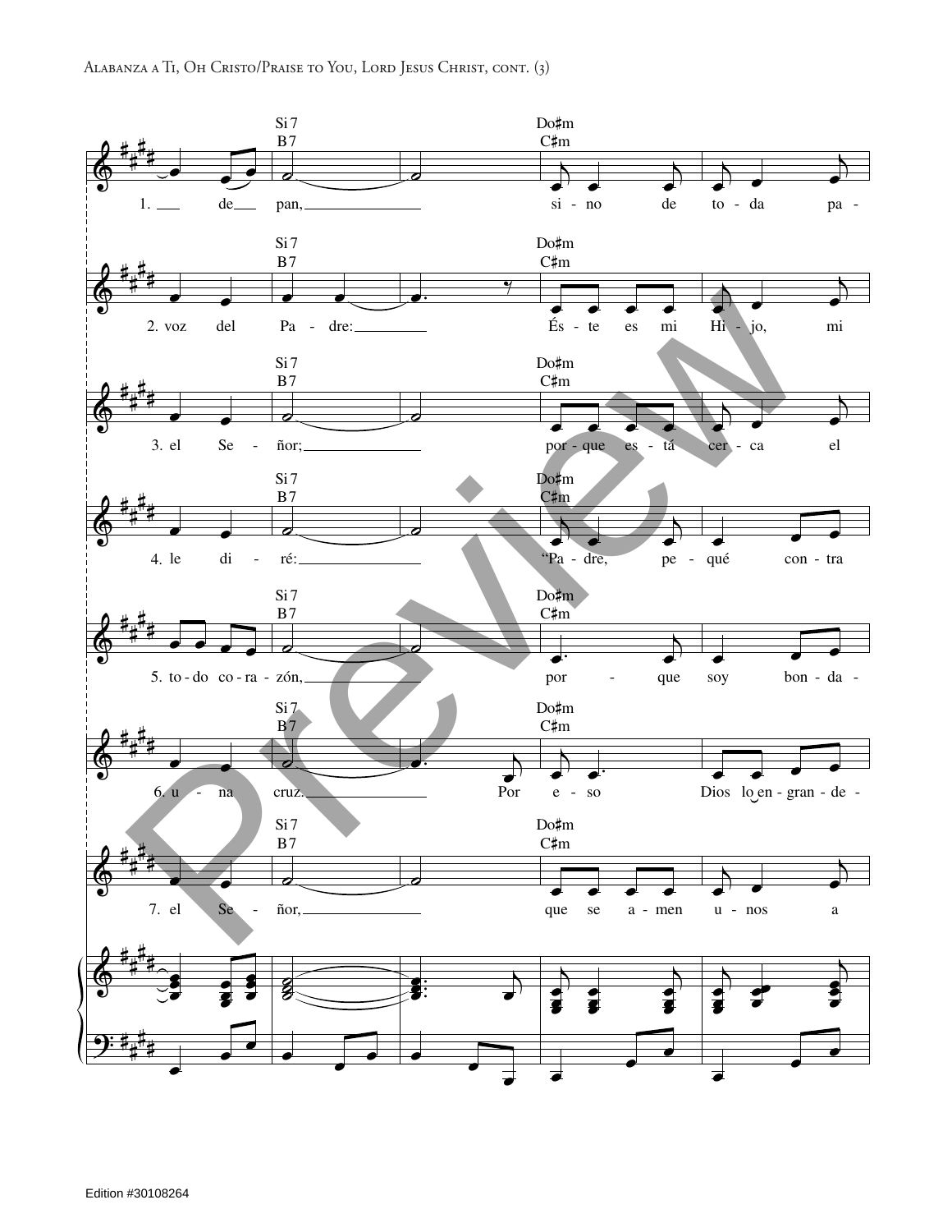Si 7
B7

Do♯m
C♯m

1. de pan, sino de toda pa-

2. voz del Padre: Éste es mi Hijo, mi

3. el Señor; porque está cerca el

4. le diré: "Padre, pequé contra

5. todo corazón, porque soy bonda-

6. una cruz. Por eso Dios lo engrande-

7. el Señor, que se amen unos a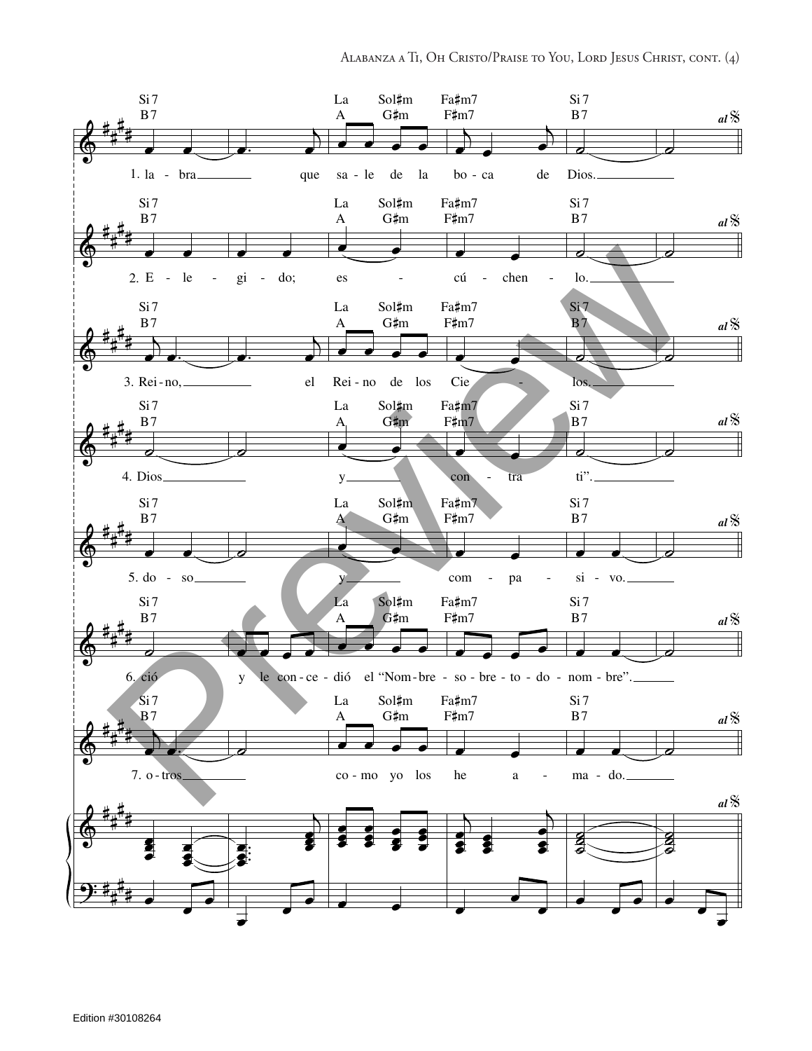Si7 / B7 — La / A — Sol♯m / G♯m — Fa♯m7 / F♯m7 — Si7 / B7 — *al* 𝄋

1. la - bra___ que sa - le de la bo - ca de Dios.___

2. E - le - gi - do; es - cú - chen - lo.___

3. Rei - no,___ el Rei - no de los Cie - los.___

4. Dios___ y___ con - tra ti".___

5. do - so___ y___ com - pa - si - vo.___

6. ció y le con - ce - dió el "Nom - bre - so - bre - to - do - nom - bre".___

7. o - tros___ co - mo yo los he a - ma - do.___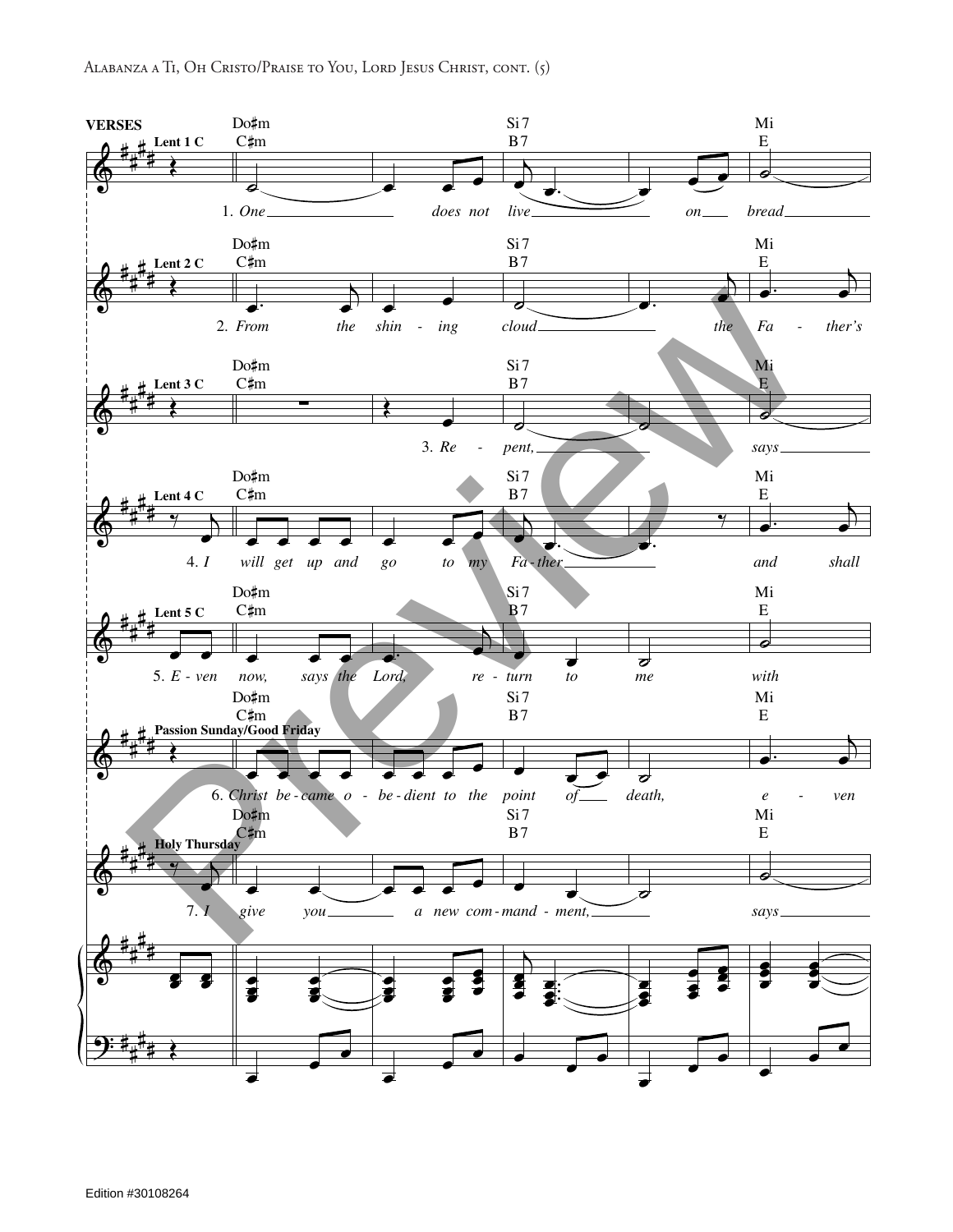**VERSES**

**Lent 1 C**

Do♯m / C♯m — Si 7 / B7 — Mi / E

1. *One does not live on bread*

**Lent 2 C**

Do♯m / C♯m — Si 7 / B7 — Mi / E

2. *From the shin - ing cloud the Fa - ther's*

**Lent 3 C**

Do♯m / C♯m — Si 7 / B7 — Mi / E

3. *Re - pent, says*

**Lent 4 C**

Do♯m / C♯m — Si 7 / B7 — Mi / E

4. *I will get up and go to my Fa - ther and shall*

**Lent 5 C**

Do♯m / C♯m — Si 7 / B7 — Mi / E

5. *E - ven now, says the Lord, re - turn to me with*

**Passion Sunday/Good Friday**

Do♯m / C♯m — Si 7 / B7 — Mi / E

6. *Christ be - came o - be - dient to the point of death, e - ven*

**Holy Thursday**

Do♯m / C♯m — Si 7 / B7 — Mi / E

7. *I give you a new com - mand - ment, says*

Edition #30108264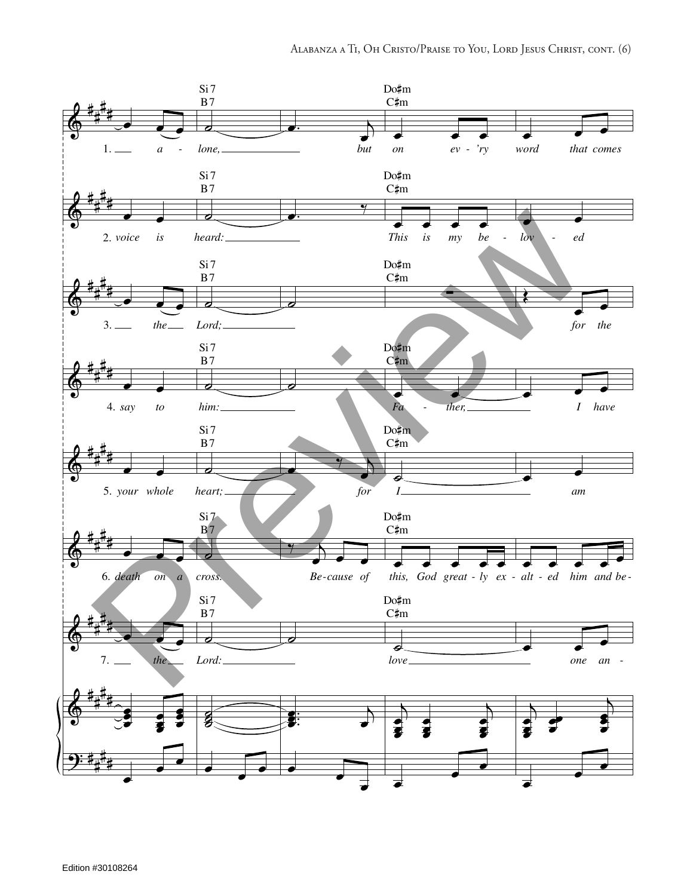Si 7 / B7 — Do♯m / C♯m

1. a - lone, but on ev - 'ry word that comes

2. *voice is heard: This is my be - lov - ed*

3. the Lord; for the

4. *say to him: Fa - ther, I have*

5. *your whole heart; for I am*

6. *death on a cross. Be-cause of this, God great - ly ex - alt - ed him and be-*

7. the Lord: love one an -

Edition #30108264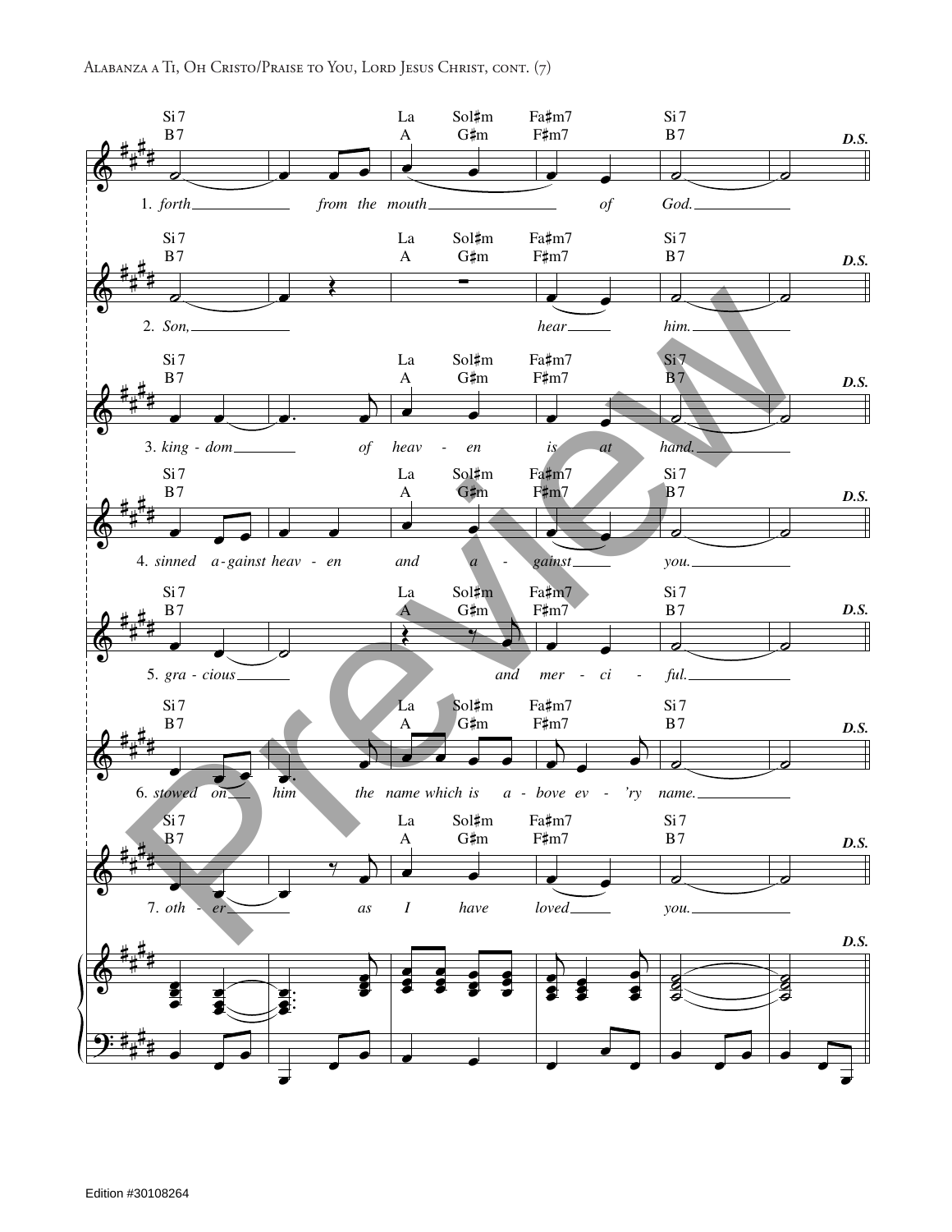Si 7 / B7 — La / A — Sol♯m / G♯m — Fa♯m7 / F♯m7 — Si 7 / B7 — *D.S.*

1. *forth from the mouth of God.*

2. *Son, hear him.*

3. *king - dom of heav - en is at hand.*

4. *sinned a - gainst heav - en and a - gainst you.*

5. *gra - cious and mer - ci - ful.*

6. *stowed on him the name which is a - bove ev - 'ry name.*

7. *oth - er as I have loved you.*

*D.S.*

Edition #30108264